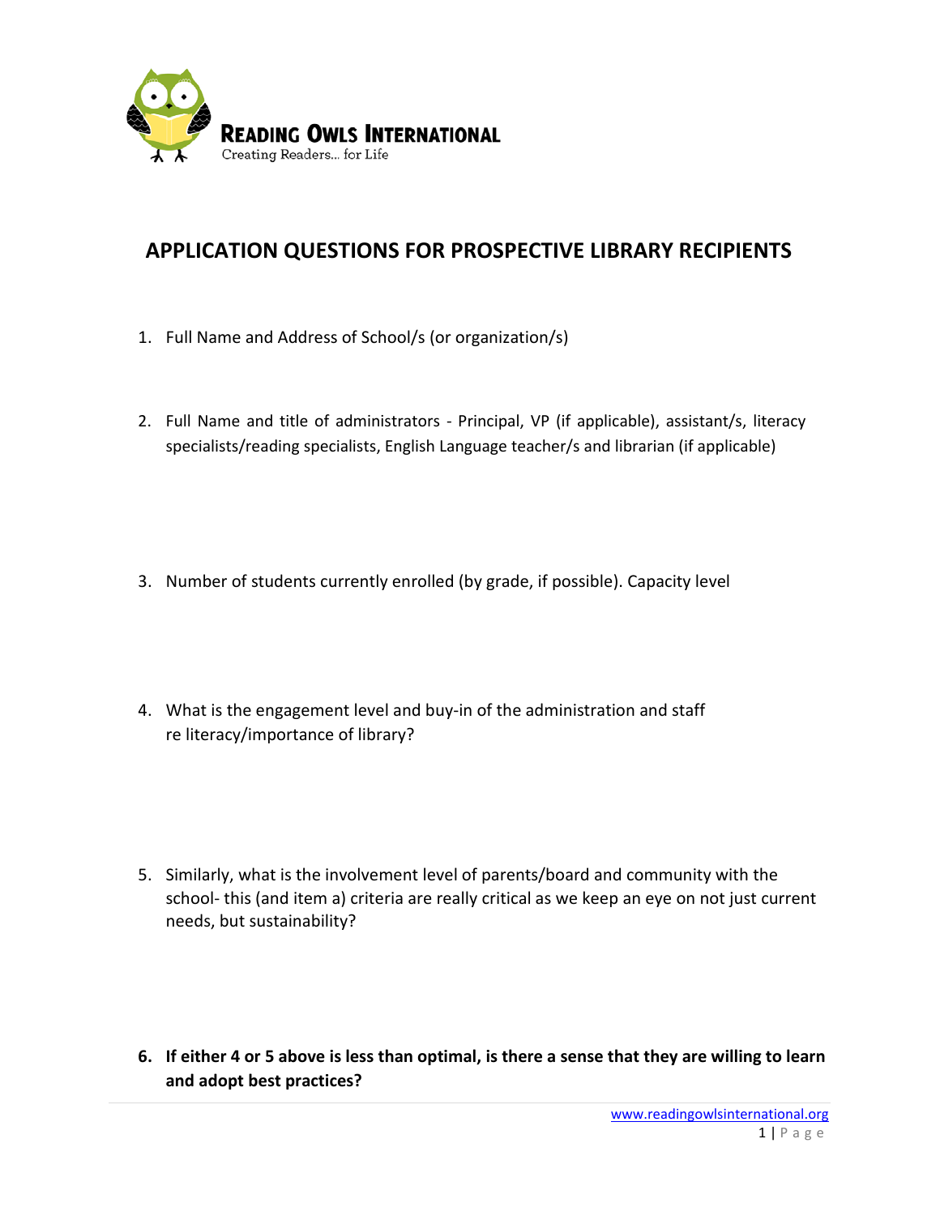**READING OWLS INTERNATIONAL**
Creating Readers... for Life

# APPLICATION QUESTIONS FOR PROSPECTIVE LIBRARY RECIPIENTS

1. Full Name and Address of School/s (or organization/s)

2. Full Name and title of administrators - Principal, VP (if applicable), assistant/s, literacy specialists/reading specialists, English Language teacher/s and librarian (if applicable)

3. Number of students currently enrolled (by grade, if possible). Capacity level

4. What is the engagement level and buy-in of the administration and staff re literacy/importance of library?

5. Similarly, what is the involvement level of parents/board and community with the school- this (and item a) criteria are really critical as we keep an eye on not just current needs, but sustainability?

6. **If either 4 or 5 above is less than optimal, is there a sense that they are willing to learn and adopt best practices?**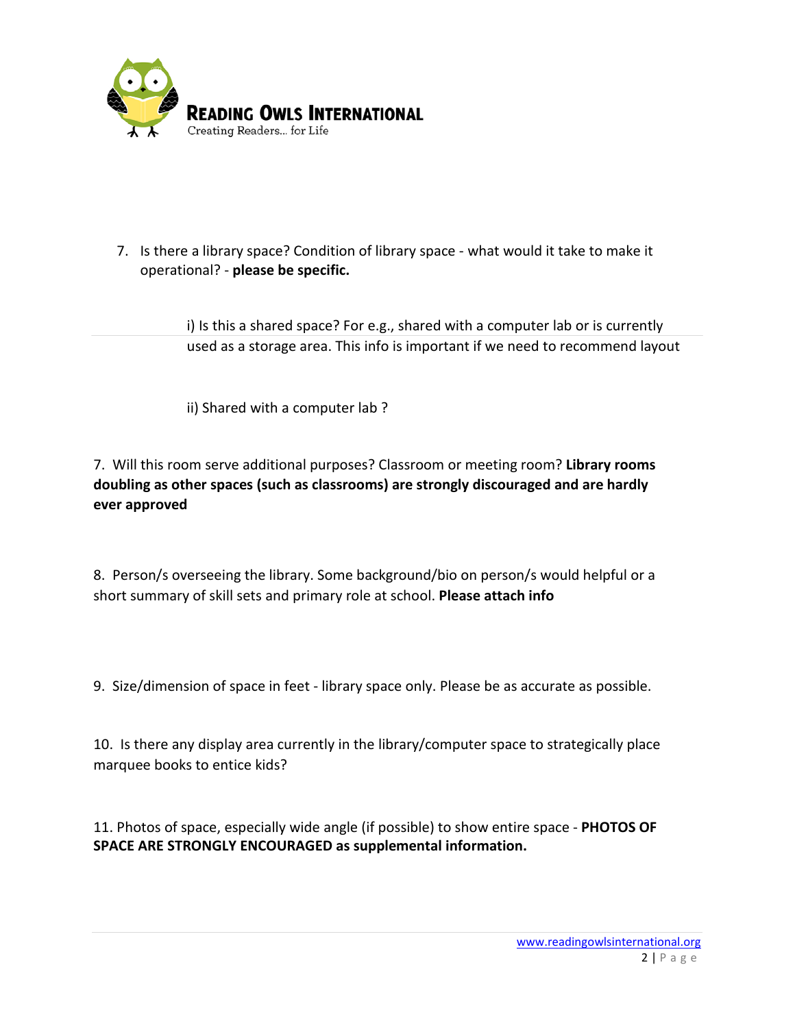7. Is there a library space? Condition of library space - what would it take to make it operational? - **please be specific.**

    i) Is this a shared space? For e.g., shared with a computer lab or is currently used as a storage area. This info is important if we need to recommend layout

    ii) Shared with a computer lab ?

7. Will this room serve additional purposes? Classroom or meeting room? **Library rooms doubling as other spaces (such as classrooms) are strongly discouraged and are hardly ever approved**

8. Person/s overseeing the library. Some background/bio on person/s would helpful or a short summary of skill sets and primary role at school. **Please attach info**

9. Size/dimension of space in feet - library space only. Please be as accurate as possible.

10. Is there any display area currently in the library/computer space to strategically place marquee books to entice kids?

11. Photos of space, especially wide angle (if possible) to show entire space - **PHOTOS OF SPACE ARE STRONGLY ENCOURAGED as supplemental information.**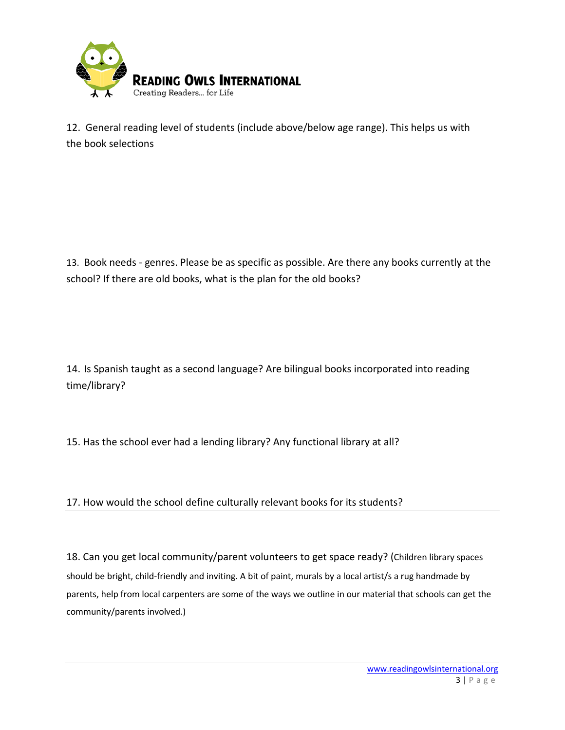12. General reading level of students (include above/below age range). This helps us with the book selections

13. Book needs - genres. Please be as specific as possible. Are there any books currently at the school? If there are old books, what is the plan for the old books?

14. Is Spanish taught as a second language? Are bilingual books incorporated into reading time/library?

15. Has the school ever had a lending library? Any functional library at all?

17. How would the school define culturally relevant books for its students?

18. Can you get local community/parent volunteers to get space ready? (Children library spaces should be bright, child-friendly and inviting. A bit of paint, murals by a local artist/s a rug handmade by parents, help from local carpenters are some of the ways we outline in our material that schools can get the community/parents involved.)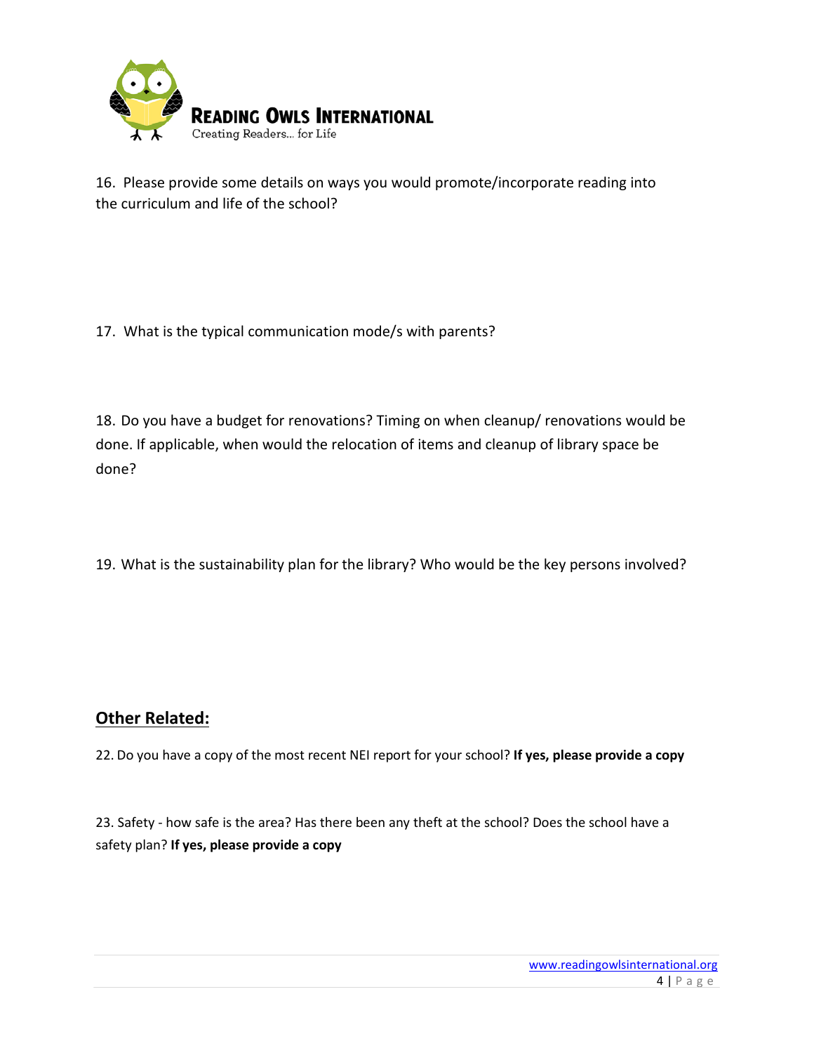16. Please provide some details on ways you would promote/incorporate reading into the curriculum and life of the school?

17. What is the typical communication mode/s with parents?

18. Do you have a budget for renovations? Timing on when cleanup/ renovations would be done. If applicable, when would the relocation of items and cleanup of library space be done?

19. What is the sustainability plan for the library? Who would be the key persons involved?

## Other Related:

22. Do you have a copy of the most recent NEI report for your school? **If yes, please provide a copy**

23. Safety - how safe is the area? Has there been any theft at the school? Does the school have a safety plan? **If yes, please provide a copy**